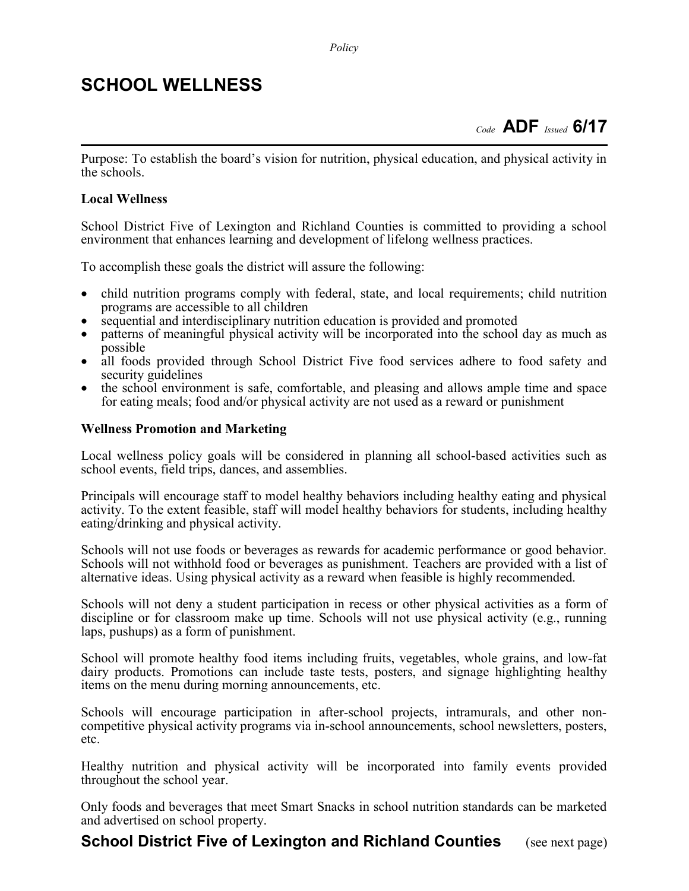*Policy*

# SCHOOL WELLNESS

*Code* **ADF** *Issued* **6/17**

Purpose: To establish the board's vision for nutrition, physical education, and physical activity in the schools.

**Local Wellness**

School District Five of Lexington and Richland Counties is committed to providing a school environment that enhances learning and development of lifelong wellness practices.

To accomplish these goals the district will assure the following:

- child nutrition programs comply with federal, state, and local requirements; child nutrition programs are accessible to all children
- sequential and interdisciplinary nutrition education is provided and promoted
- patterns of meaningful physical activity will be incorporated into the school day as much as possible
- all foods provided through School District Five food services adhere to food safety and security guidelines
- the school environment is safe, comfortable, and pleasing and allows ample time and space for eating meals; food and/or physical activity are not used as a reward or punishment

**Wellness Promotion and Marketing**

Local wellness policy goals will be considered in planning all school-based activities such as school events, field trips, dances, and assemblies.

Principals will encourage staff to model healthy behaviors including healthy eating and physical activity. To the extent feasible, staff will model healthy behaviors for students, including healthy eating/drinking and physical activity.

Schools will not use foods or beverages as rewards for academic performance or good behavior. Schools will not withhold food or beverages as punishment. Teachers are provided with a list of alternative ideas. Using physical activity as a reward when feasible is highly recommended.

Schools will not deny a student participation in recess or other physical activities as a form of discipline or for classroom make up time. Schools will not use physical activity (e.g., running laps, pushups) as a form of punishment.

School will promote healthy food items including fruits, vegetables, whole grains, and low-fat dairy products. Promotions can include taste tests, posters, and signage highlighting healthy items on the menu during morning announcements, etc.

Schools will encourage participation in after-school projects, intramurals, and other non-competitive physical activity programs via in-school announcements, school newsletters, posters, etc.

Healthy nutrition and physical activity will be incorporated into family events provided throughout the school year.

Only foods and beverages that meet Smart Snacks in school nutrition standards can be marketed and advertised on school property.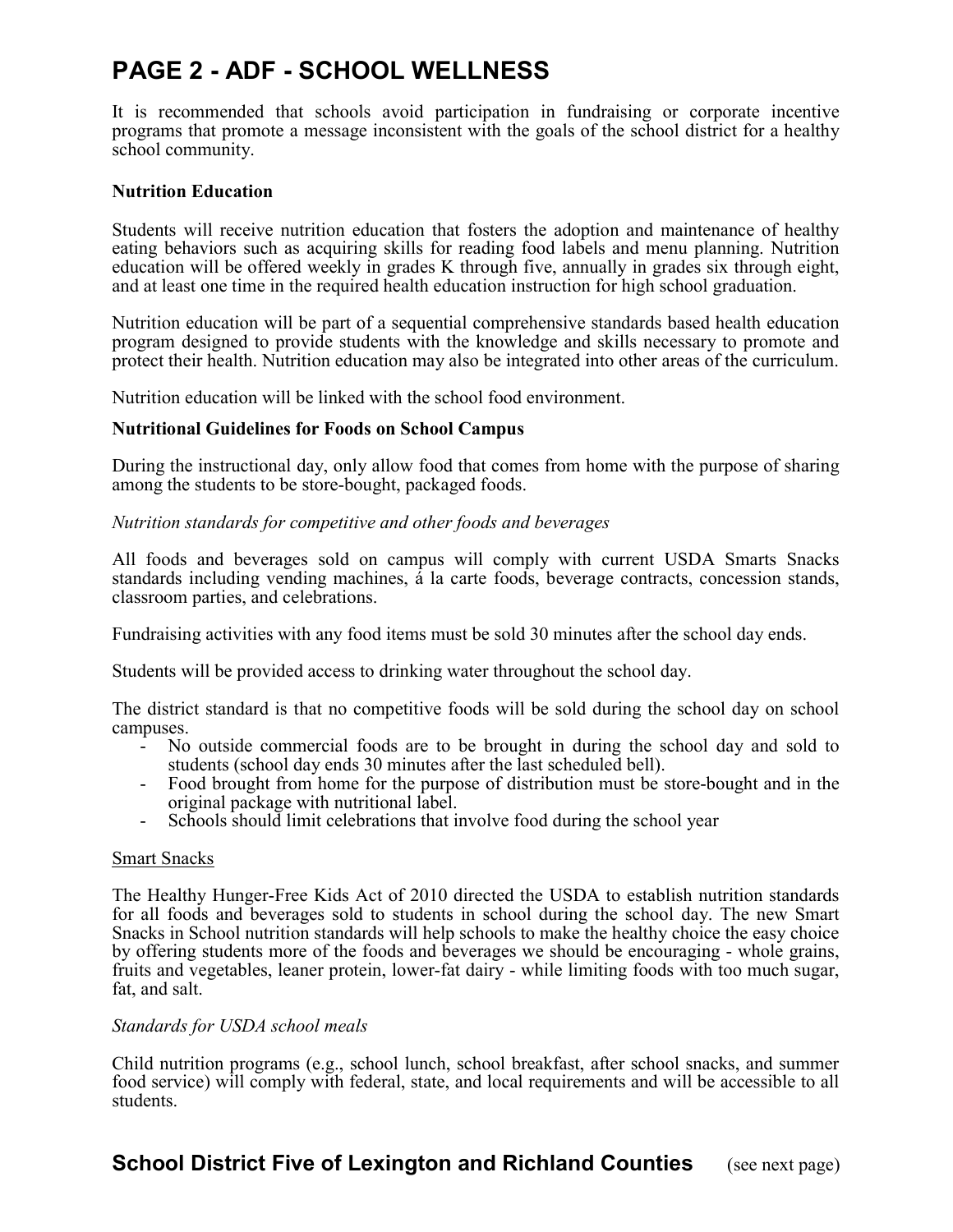It is recommended that schools avoid participation in fundraising or corporate incentive programs that promote a message inconsistent with the goals of the school district for a healthy school community.

**Nutrition Education**

Students will receive nutrition education that fosters the adoption and maintenance of healthy eating behaviors such as acquiring skills for reading food labels and menu planning. Nutrition education will be offered weekly in grades K through five, annually in grades six through eight, and at least one time in the required health education instruction for high school graduation.

Nutrition education will be part of a sequential comprehensive standards based health education program designed to provide students with the knowledge and skills necessary to promote and protect their health. Nutrition education may also be integrated into other areas of the curriculum.

Nutrition education will be linked with the school food environment.

**Nutritional Guidelines for Foods on School Campus**

During the instructional day, only allow food that comes from home with the purpose of sharing among the students to be store-bought, packaged foods.

*Nutrition standards for competitive and other foods and beverages*

All foods and beverages sold on campus will comply with current USDA Smarts Snacks standards including vending machines, á la carte foods, beverage contracts, concession stands, classroom parties, and celebrations.

Fundraising activities with any food items must be sold 30 minutes after the school day ends.

Students will be provided access to drinking water throughout the school day.

The district standard is that no competitive foods will be sold during the school day on school campuses.

- No outside commercial foods are to be brought in during the school day and sold to students (school day ends 30 minutes after the last scheduled bell).
- Food brought from home for the purpose of distribution must be store-bought and in the original package with nutritional label.
- Schools should limit celebrations that involve food during the school year

Smart Snacks

The Healthy Hunger-Free Kids Act of 2010 directed the USDA to establish nutrition standards for all foods and beverages sold to students in school during the school day. The new Smart Snacks in School nutrition standards will help schools to make the healthy choice the easy choice by offering students more of the foods and beverages we should be encouraging - whole grains, fruits and vegetables, leaner protein, lower-fat dairy - while limiting foods with too much sugar, fat, and salt.

*Standards for USDA school meals*

Child nutrition programs (e.g., school lunch, school breakfast, after school snacks, and summer food service) will comply with federal, state, and local requirements and will be accessible to all students.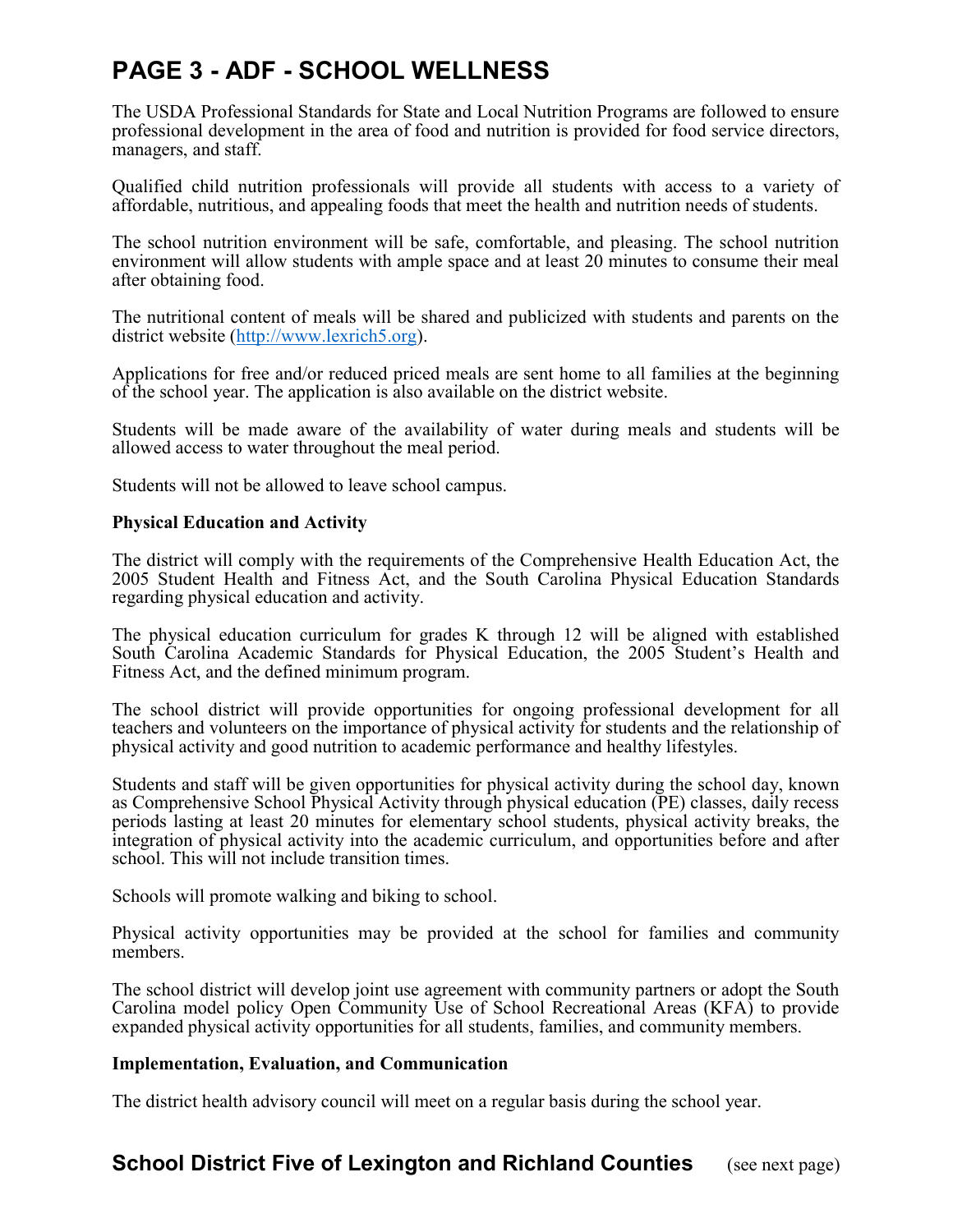The USDA Professional Standards for State and Local Nutrition Programs are followed to ensure professional development in the area of food and nutrition is provided for food service directors, managers, and staff.

Qualified child nutrition professionals will provide all students with access to a variety of affordable, nutritious, and appealing foods that meet the health and nutrition needs of students.

The school nutrition environment will be safe, comfortable, and pleasing. The school nutrition environment will allow students with ample space and at least 20 minutes to consume their meal after obtaining food.

The nutritional content of meals will be shared and publicized with students and parents on the district website (http://www.lexrich5.org).

Applications for free and/or reduced priced meals are sent home to all families at the beginning of the school year. The application is also available on the district website.

Students will be made aware of the availability of water during meals and students will be allowed access to water throughout the meal period.

Students will not be allowed to leave school campus.

**Physical Education and Activity**

The district will comply with the requirements of the Comprehensive Health Education Act, the 2005 Student Health and Fitness Act, and the South Carolina Physical Education Standards regarding physical education and activity.

The physical education curriculum for grades K through 12 will be aligned with established South Carolina Academic Standards for Physical Education, the 2005 Student's Health and Fitness Act, and the defined minimum program.

The school district will provide opportunities for ongoing professional development for all teachers and volunteers on the importance of physical activity for students and the relationship of physical activity and good nutrition to academic performance and healthy lifestyles.

Students and staff will be given opportunities for physical activity during the school day, known as Comprehensive School Physical Activity through physical education (PE) classes, daily recess periods lasting at least 20 minutes for elementary school students, physical activity breaks, the integration of physical activity into the academic curriculum, and opportunities before and after school. This will not include transition times.

Schools will promote walking and biking to school.

Physical activity opportunities may be provided at the school for families and community members.

The school district will develop joint use agreement with community partners or adopt the South Carolina model policy Open Community Use of School Recreational Areas (KFA) to provide expanded physical activity opportunities for all students, families, and community members.

**Implementation, Evaluation, and Communication**

The district health advisory council will meet on a regular basis during the school year.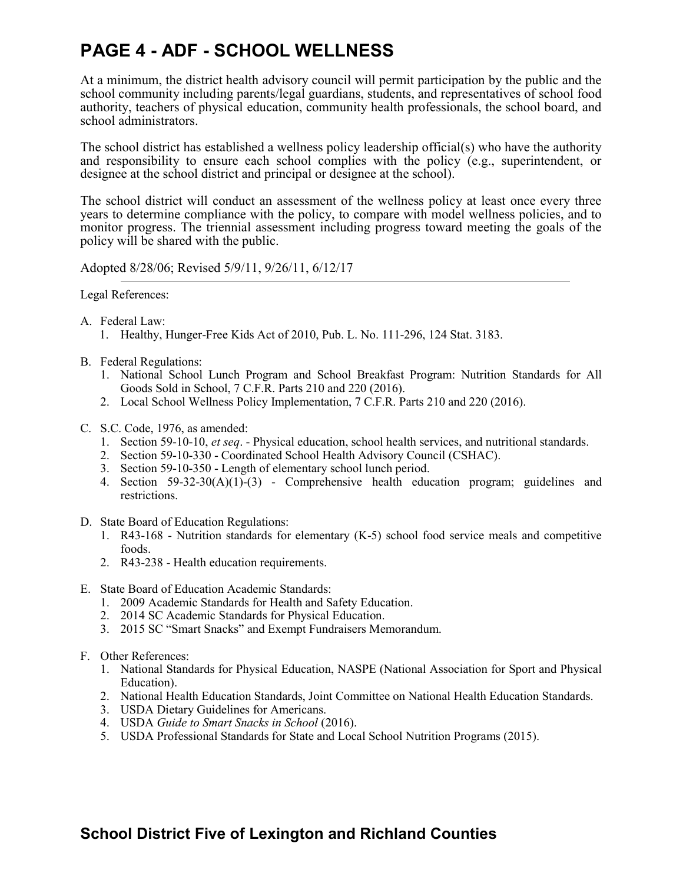At a minimum, the district health advisory council will permit participation by the public and the school community including parents/legal guardians, students, and representatives of school food authority, teachers of physical education, community health professionals, the school board, and school administrators.

The school district has established a wellness policy leadership official(s) who have the authority and responsibility to ensure each school complies with the policy (e.g., superintendent, or designee at the school district and principal or designee at the school).

The school district will conduct an assessment of the wellness policy at least once every three years to determine compliance with the policy, to compare with model wellness policies, and to monitor progress. The triennial assessment including progress toward meeting the goals of the policy will be shared with the public.

Adopted 8/28/06; Revised 5/9/11, 9/26/11, 6/12/17

---

Legal References:

A. Federal Law:
   1. Healthy, Hunger-Free Kids Act of 2010, Pub. L. No. 111-296, 124 Stat. 3183.

B. Federal Regulations:
   1. National School Lunch Program and School Breakfast Program: Nutrition Standards for All Goods Sold in School, 7 C.F.R. Parts 210 and 220 (2016).
   2. Local School Wellness Policy Implementation, 7 C.F.R. Parts 210 and 220 (2016).

C. S.C. Code, 1976, as amended:
   1. Section 59-10-10, *et seq*. - Physical education, school health services, and nutritional standards.
   2. Section 59-10-330 - Coordinated School Health Advisory Council (CSHAC).
   3. Section 59-10-350 - Length of elementary school lunch period.
   4. Section 59-32-30(A)(1)-(3) - Comprehensive health education program; guidelines and restrictions.

D. State Board of Education Regulations:
   1. R43-168 - Nutrition standards for elementary (K-5) school food service meals and competitive foods.
   2. R43-238 - Health education requirements.

E. State Board of Education Academic Standards:
   1. 2009 Academic Standards for Health and Safety Education.
   2. 2014 SC Academic Standards for Physical Education.
   3. 2015 SC "Smart Snacks" and Exempt Fundraisers Memorandum.

F. Other References:
   1. National Standards for Physical Education, NASPE (National Association for Sport and Physical Education).
   2. National Health Education Standards, Joint Committee on National Health Education Standards.
   3. USDA Dietary Guidelines for Americans.
   4. USDA *Guide to Smart Snacks in School* (2016).
   5. USDA Professional Standards for State and Local School Nutrition Programs (2015).